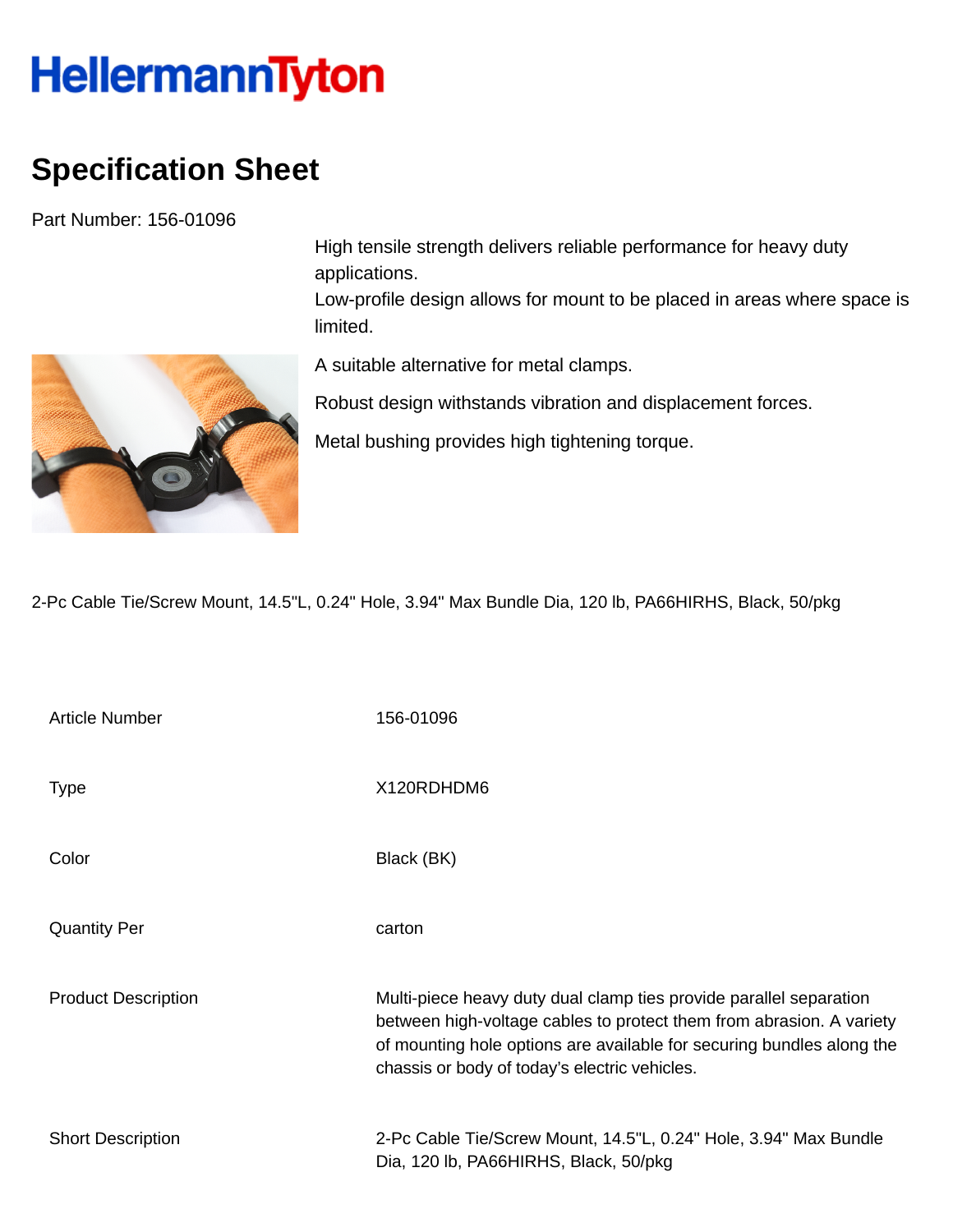# HellermannTyton

## Specification Sheet

Part Number: 156-01096

High tensile strength delivers reliable performance for heavy duty applications.
Low-profile design allows for mount to be placed in areas where space is limited.

A suitable alternative for metal clamps.

Robust design withstands vibration and displacement forces.

Metal bushing provides high tightening torque.

2-Pc Cable Tie/Screw Mount, 14.5"L, 0.24" Hole, 3.94" Max Bundle Dia, 120 lb, PA66HIRHS, Black, 50/pkg

| | |
|---|---|
| Article Number | 156-01096 |
| Type | X120RDHDM6 |
| Color | Black (BK) |
| Quantity Per | carton |
| Product Description | Multi-piece heavy duty dual clamp ties provide parallel separation between high-voltage cables to protect them from abrasion. A variety of mounting hole options are available for securing bundles along the chassis or body of today's electric vehicles. |
| Short Description | 2-Pc Cable Tie/Screw Mount, 14.5"L, 0.24" Hole, 3.94" Max Bundle Dia, 120 lb, PA66HIRHS, Black, 50/pkg |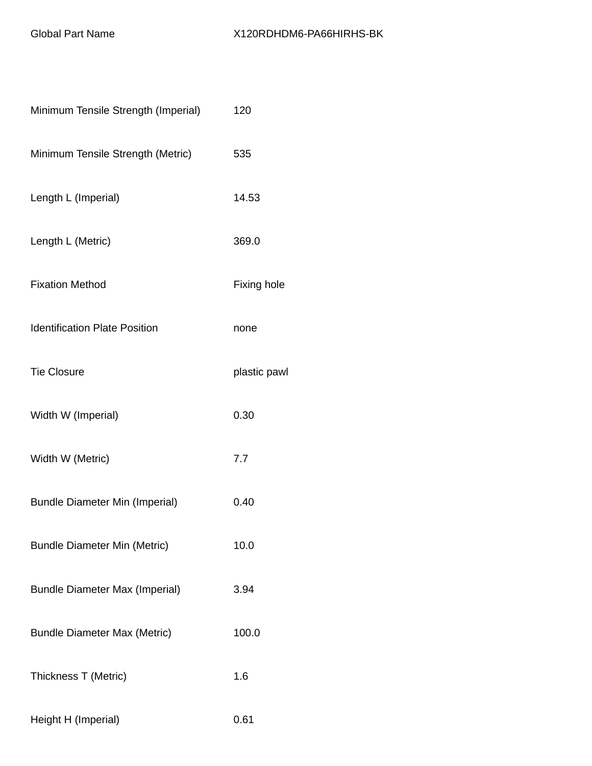| | |
|---|---|
| Global Part Name | X120RDHDM6-PA66HIRHS-BK |
| Minimum Tensile Strength (Imperial) | 120 |
| Minimum Tensile Strength (Metric) | 535 |
| Length L (Imperial) | 14.53 |
| Length L (Metric) | 369.0 |
| Fixation Method | Fixing hole |
| Identification Plate Position | none |
| Tie Closure | plastic pawl |
| Width W (Imperial) | 0.30 |
| Width W (Metric) | 7.7 |
| Bundle Diameter Min (Imperial) | 0.40 |
| Bundle Diameter Min (Metric) | 10.0 |
| Bundle Diameter Max (Imperial) | 3.94 |
| Bundle Diameter Max (Metric) | 100.0 |
| Thickness T (Metric) | 1.6 |
| Height H (Imperial) | 0.61 |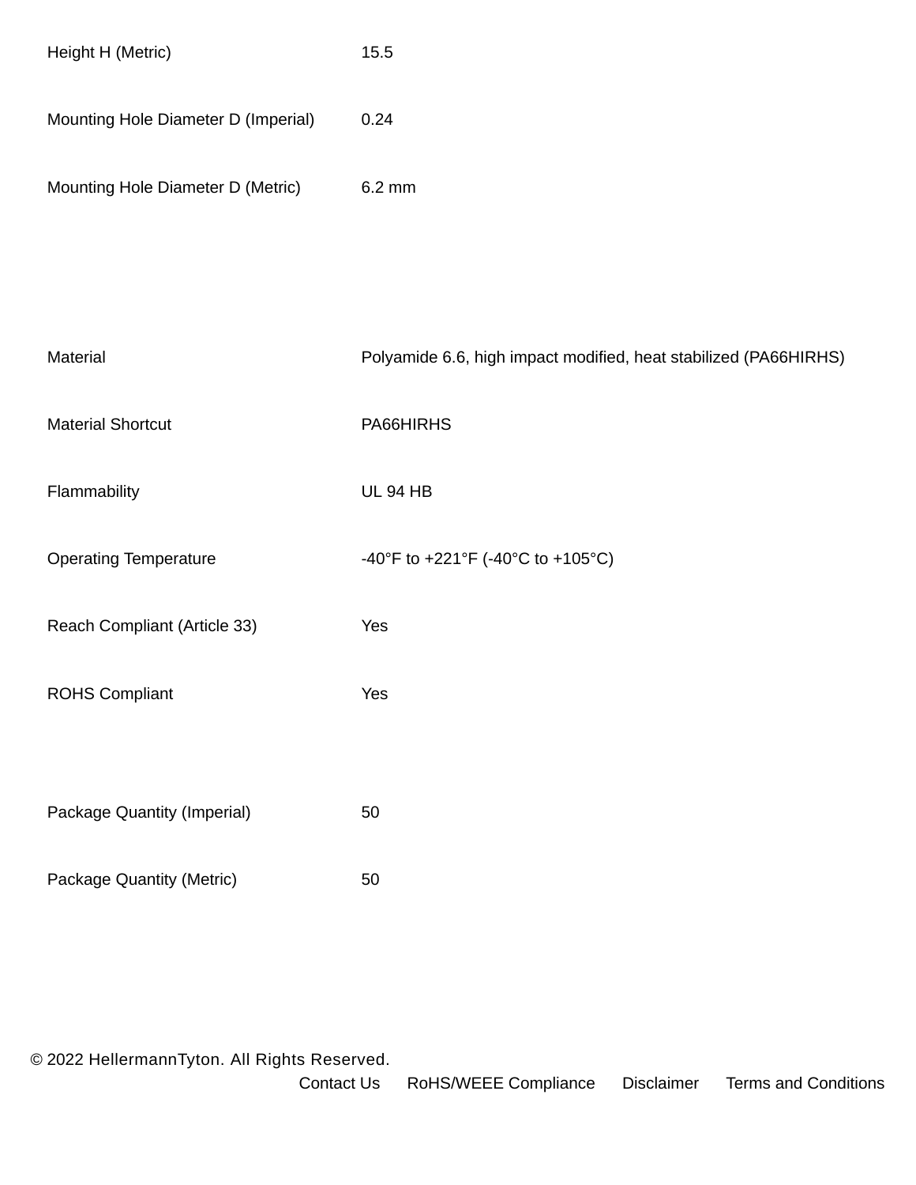| | |
|---|---|
| Height H (Metric) | 15.5 |
| Mounting Hole Diameter D (Imperial) | 0.24 |
| Mounting Hole Diameter D (Metric) | 6.2 mm |

| | |
|---|---|
| Material | Polyamide 6.6, high impact modified, heat stabilized (PA66HIRHS) |
| Material Shortcut | PA66HIRHS |
| Flammability | UL 94 HB |
| Operating Temperature | -40°F to +221°F (-40°C to +105°C) |
| Reach Compliant (Article 33) | Yes |
| ROHS Compliant | Yes |

| | |
|---|---|
| Package Quantity (Imperial) | 50 |
| Package Quantity (Metric) | 50 |

© 2022 HellermannTyton. All Rights Reserved.

Contact Us RoHS/WEEE Compliance Disclaimer Terms and Conditions